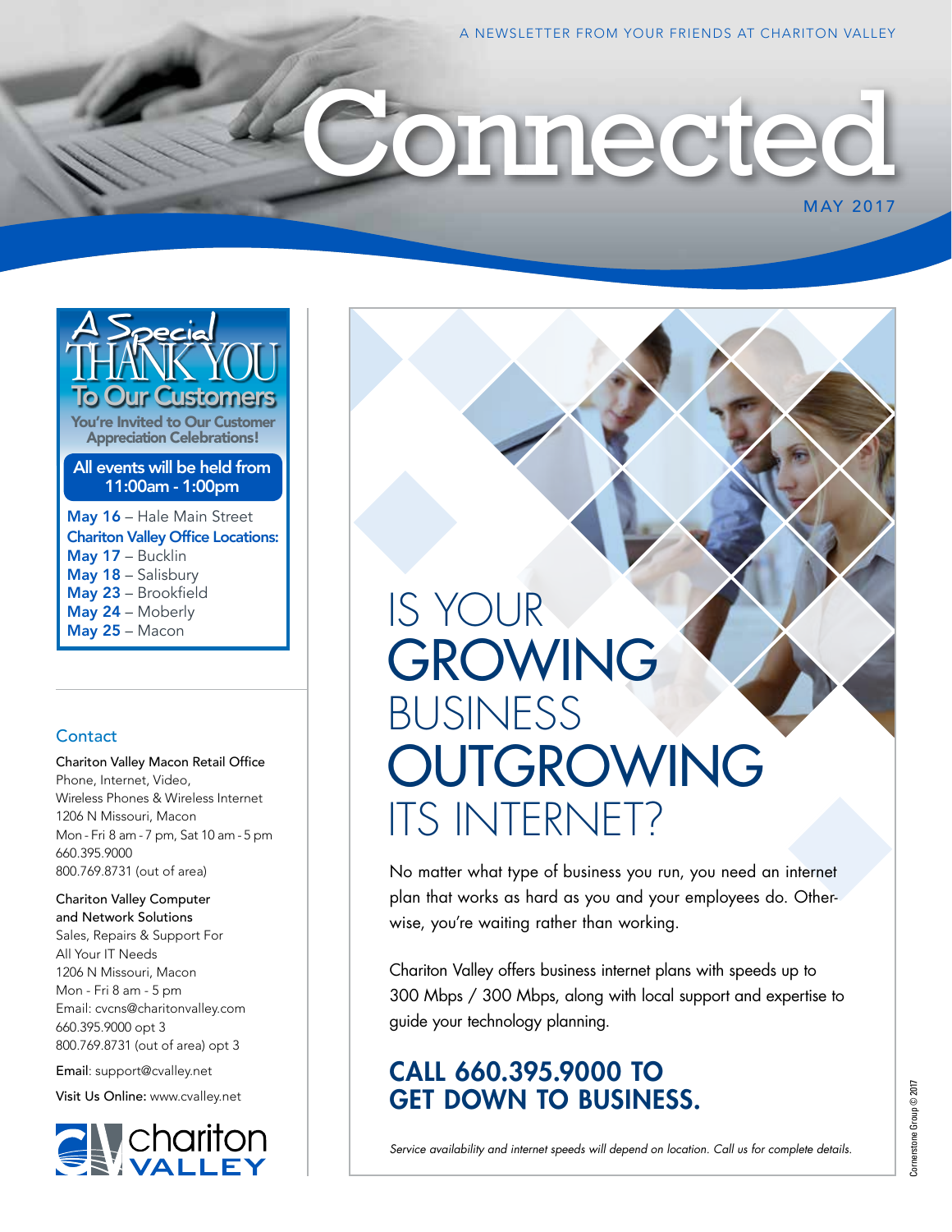A NEWSLETTER FROM YOUR FRIENDS AT CHARITON VALLEY

# Connected

MAY 2017

## A Special THANK YOU To Our Customers

**You're Invited to Our Customer Appreciation Celebrations!**

**All events will be held from 11:00am - 1:00pm**

**May 16** – Hale Main Street

**Chariton Valley Office Locations:**

**May 17** – Bucklin
**May 18** – Salisbury
**May 23** – Brookfield
**May 24** – Moberly
**May 25** – Macon

### Contact

Chariton Valley Macon Retail Office
Phone, Internet, Video,
Wireless Phones & Wireless Internet
1206 N Missouri, Macon
Mon - Fri 8 am - 7 pm, Sat 10 am - 5 pm
660.395.9000
800.769.8731 (out of area)

Chariton Valley Computer and Network Solutions
Sales, Repairs & Support For All Your IT Needs
1206 N Missouri, Macon
Mon - Fri 8 am - 5 pm
Email: cvcns@charitonvalley.com
660.395.9000 opt 3
800.769.8731 (out of area) opt 3

Email: support@cvalley.net

Visit Us Online: www.cvalley.net

chariton VALLEY

## IS YOUR GROWING BUSINESS OUTGROWING ITS INTERNET?

No matter what type of business you run, you need an internet plan that works as hard as you and your employees do. Otherwise, you're waiting rather than working.

Chariton Valley offers business internet plans with speeds up to 300 Mbps / 300 Mbps, along with local support and expertise to guide your technology planning.

### CALL 660.395.9000 TO GET DOWN TO BUSINESS.

*Service availability and internet speeds will depend on location. Call us for complete details.*

Cornerstone Group © 2017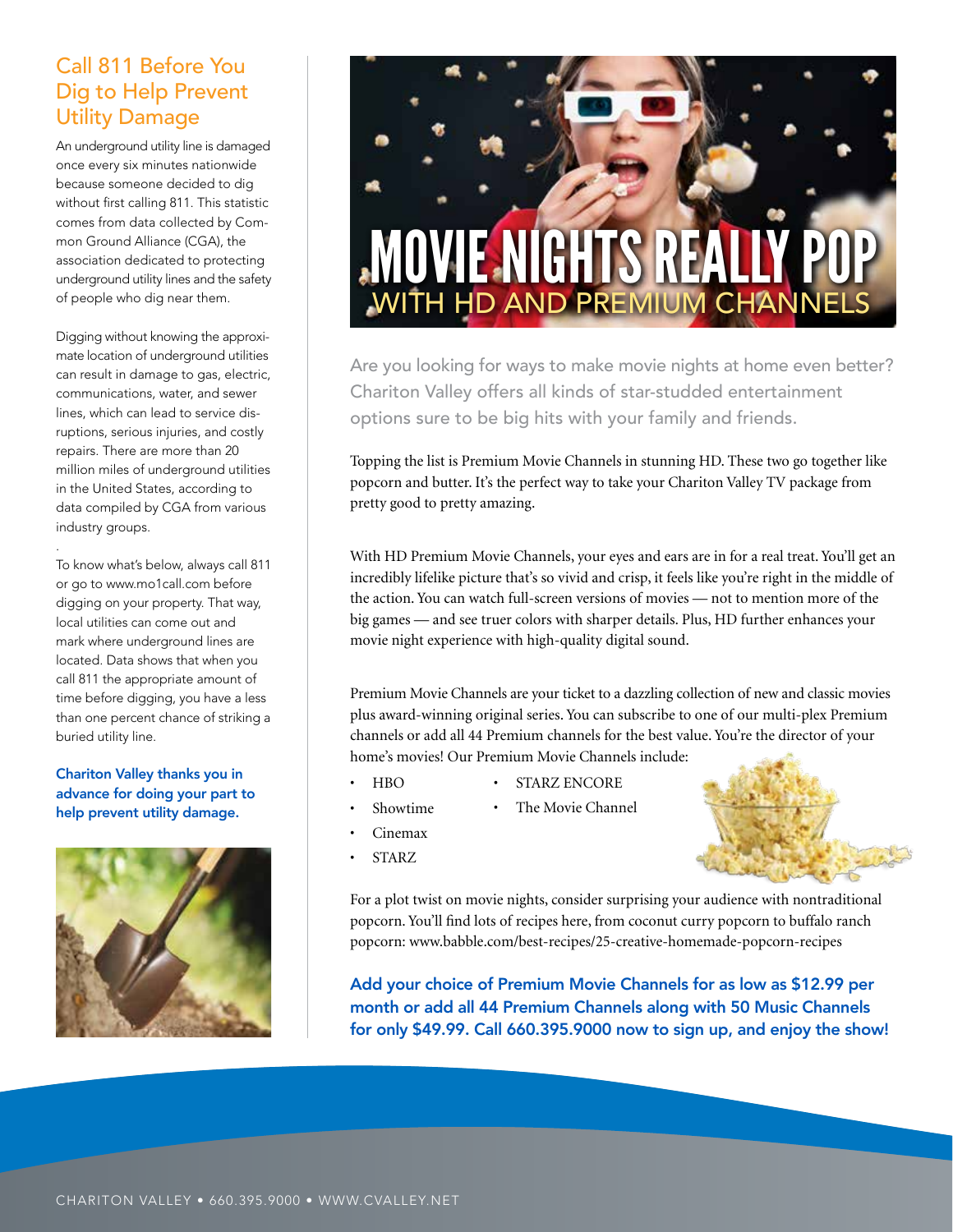## Call 811 Before You Dig to Help Prevent Utility Damage

An underground utility line is damaged once every six minutes nationwide because someone decided to dig without first calling 811. This statistic comes from data collected by Common Ground Alliance (CGA), the association dedicated to protecting underground utility lines and the safety of people who dig near them.

Digging without knowing the approximate location of underground utilities can result in damage to gas, electric, communications, water, and sewer lines, which can lead to service disruptions, serious injuries, and costly repairs. There are more than 20 million miles of underground utilities in the United States, according to data compiled by CGA from various industry groups.

To know what's below, always call 811 or go to www.mo1call.com before digging on your property. That way, local utilities can come out and mark where underground lines are located. Data shows that when you call 811 the appropriate amount of time before digging, you have a less than one percent chance of striking a buried utility line.

**Chariton Valley thanks you in advance for doing your part to help prevent utility damage.**

# MOVIE NIGHTS REALLY POP WITH HD AND PREMIUM CHANNELS

Are you looking for ways to make movie nights at home even better? Chariton Valley offers all kinds of star-studded entertainment options sure to be big hits with your family and friends.

Topping the list is Premium Movie Channels in stunning HD. These two go together like popcorn and butter. It's the perfect way to take your Chariton Valley TV package from pretty good to pretty amazing.

With HD Premium Movie Channels, your eyes and ears are in for a real treat. You'll get an incredibly lifelike picture that's so vivid and crisp, it feels like you're right in the middle of the action. You can watch full-screen versions of movies — not to mention more of the big games — and see truer colors with sharper details. Plus, HD further enhances your movie night experience with high-quality digital sound.

Premium Movie Channels are your ticket to a dazzling collection of new and classic movies plus award-winning original series. You can subscribe to one of our multi-plex Premium channels or add all 44 Premium channels for the best value. You're the director of your home's movies! Our Premium Movie Channels include:

- HBO
- Showtime
- Cinemax
- STARZ
- STARZ ENCORE
- The Movie Channel

For a plot twist on movie nights, consider surprising your audience with nontraditional popcorn. You'll find lots of recipes here, from coconut curry popcorn to buffalo ranch popcorn: www.babble.com/best-recipes/25-creative-homemade-popcorn-recipes

**Add your choice of Premium Movie Channels for as low as $12.99 per month or add all 44 Premium Channels along with 50 Music Channels for only $49.99. Call 660.395.9000 now to sign up, and enjoy the show!**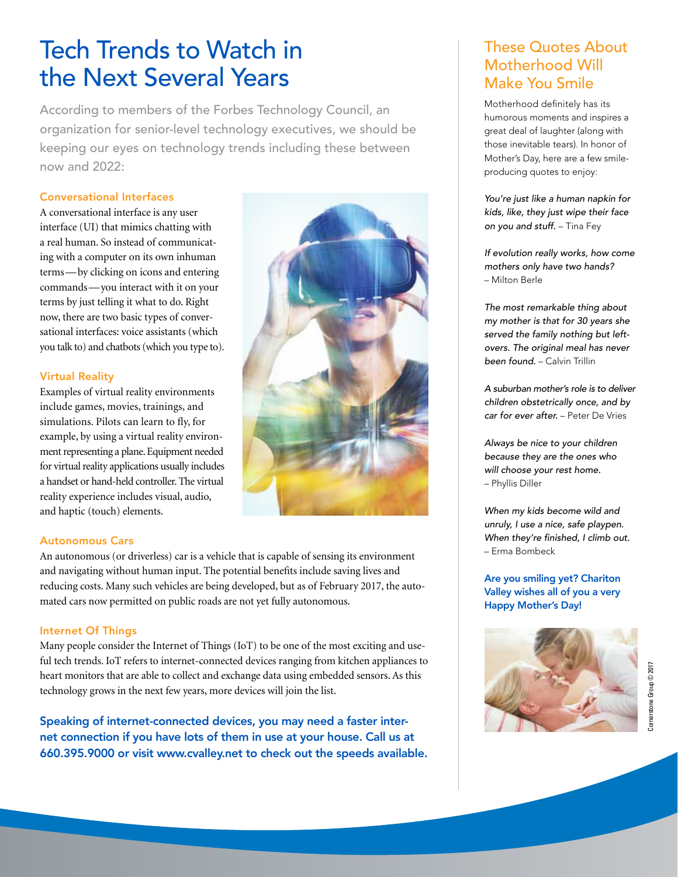# Tech Trends to Watch in the Next Several Years

According to members of the Forbes Technology Council, an organization for senior-level technology executives, we should be keeping our eyes on technology trends including these between now and 2022:

### Conversational Interfaces

A conversational interface is any user interface (UI) that mimics chatting with a real human. So instead of communicating with a computer on its own inhuman terms — by clicking on icons and entering commands — you interact with it on your terms by just telling it what to do. Right now, there are two basic types of conversational interfaces: voice assistants (which you talk to) and chatbots (which you type to).

### Virtual Reality

Examples of virtual reality environments include games, movies, trainings, and simulations. Pilots can learn to fly, for example, by using a virtual reality environment representing a plane. Equipment needed for virtual reality applications usually includes a handset or hand-held controller. The virtual reality experience includes visual, audio, and haptic (touch) elements.

### Autonomous Cars

An autonomous (or driverless) car is a vehicle that is capable of sensing its environment and navigating without human input. The potential benefits include saving lives and reducing costs. Many such vehicles are being developed, but as of February 2017, the automated cars now permitted on public roads are not yet fully autonomous.

### Internet Of Things

Many people consider the Internet of Things (IoT) to be one of the most exciting and useful tech trends. IoT refers to internet-connected devices ranging from kitchen appliances to heart monitors that are able to collect and exchange data using embedded sensors. As this technology grows in the next few years, more devices will join the list.

**Speaking of internet-connected devices, you may need a faster internet connection if you have lots of them in use at your house. Call us at 660.395.9000 or visit www.cvalley.net to check out the speeds available.**

## These Quotes About Motherhood Will Make You Smile

Motherhood definitely has its humorous moments and inspires a great deal of laughter (along with those inevitable tears). In honor of Mother's Day, here are a few smile-producing quotes to enjoy:

*You're just like a human napkin for kids, like, they just wipe their face on you and stuff.* – Tina Fey

*If evolution really works, how come mothers only have two hands?* – Milton Berle

*The most remarkable thing about my mother is that for 30 years she served the family nothing but left-overs. The original meal has never been found.* – Calvin Trillin

*A suburban mother's role is to deliver children obstetrically once, and by car for ever after.* – Peter De Vries

*Always be nice to your children because they are the ones who will choose your rest home.* – Phyllis Diller

*When my kids become wild and unruly, I use a nice, safe playpen. When they're finished, I climb out.* – Erma Bombeck

**Are you smiling yet? Chariton Valley wishes all of you a very Happy Mother's Day!**

Cornerstone Group © 2017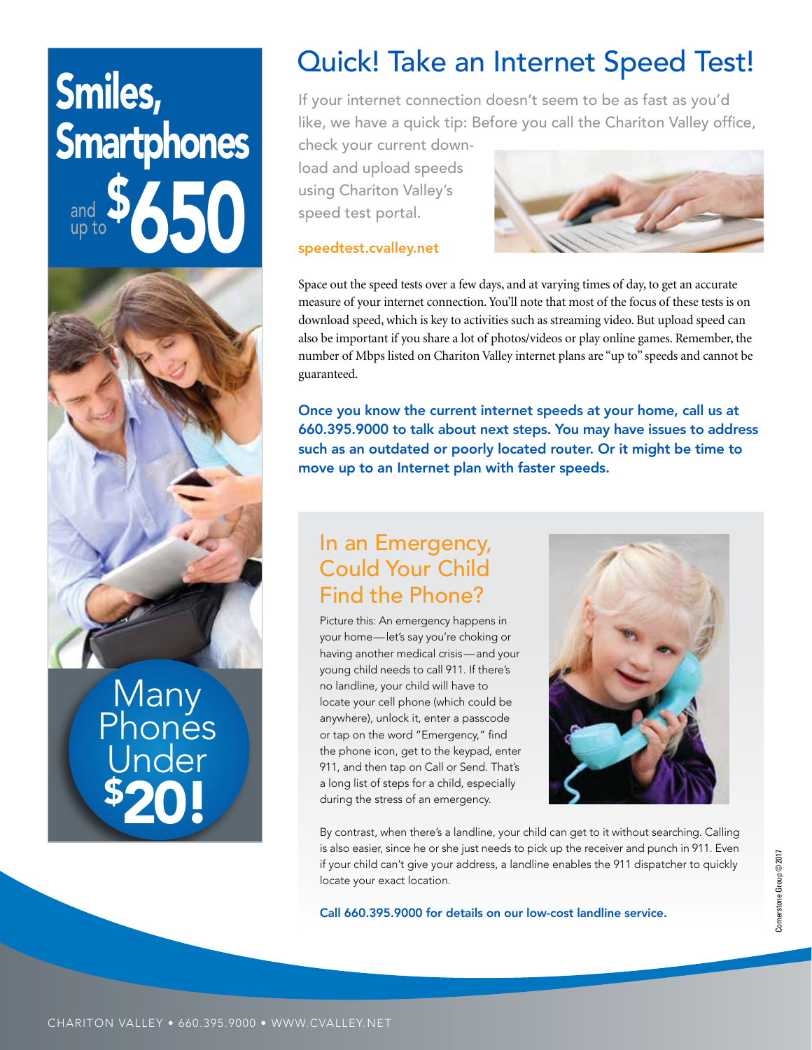# Smiles, Smartphones and up to $650

Many Phones Under $20!

## Quick! Take an Internet Speed Test!

If your internet connection doesn't seem to be as fast as you'd like, we have a quick tip: Before you call the Chariton Valley office, check your current download and upload speeds using Chariton Valley's speed test portal.

**speedtest.cvalley.net**

Space out the speed tests over a few days, and at varying times of day, to get an accurate measure of your internet connection. You'll note that most of the focus of these tests is on download speed, which is key to activities such as streaming video. But upload speed can also be important if you share a lot of photos/videos or play online games. Remember, the number of Mbps listed on Chariton Valley internet plans are "up to" speeds and cannot be guaranteed.

**Once you know the current internet speeds at your home, call us at 660.395.9000 to talk about next steps. You may have issues to address such as an outdated or poorly located router. Or it might be time to move up to an Internet plan with faster speeds.**

## In an Emergency, Could Your Child Find the Phone?

Picture this: An emergency happens in your home—let's say you're choking or having another medical crisis—and your young child needs to call 911. If there's no landline, your child will have to locate your cell phone (which could be anywhere), unlock it, enter a passcode or tap on the word "Emergency," find the phone icon, get to the keypad, enter 911, and then tap on Call or Send. That's a long list of steps for a child, especially during the stress of an emergency.

By contrast, when there's a landline, your child can get to it without searching. Calling is also easier, since he or she just needs to pick up the receiver and punch in 911. Even if your child can't give your address, a landline enables the 911 dispatcher to quickly locate your exact location.

**Call 660.395.9000 for details on our low-cost landline service.**

Cornerstone Group ©2017

CHARITON VALLEY • 660.395.9000 • WWW.CVALLEY.NET